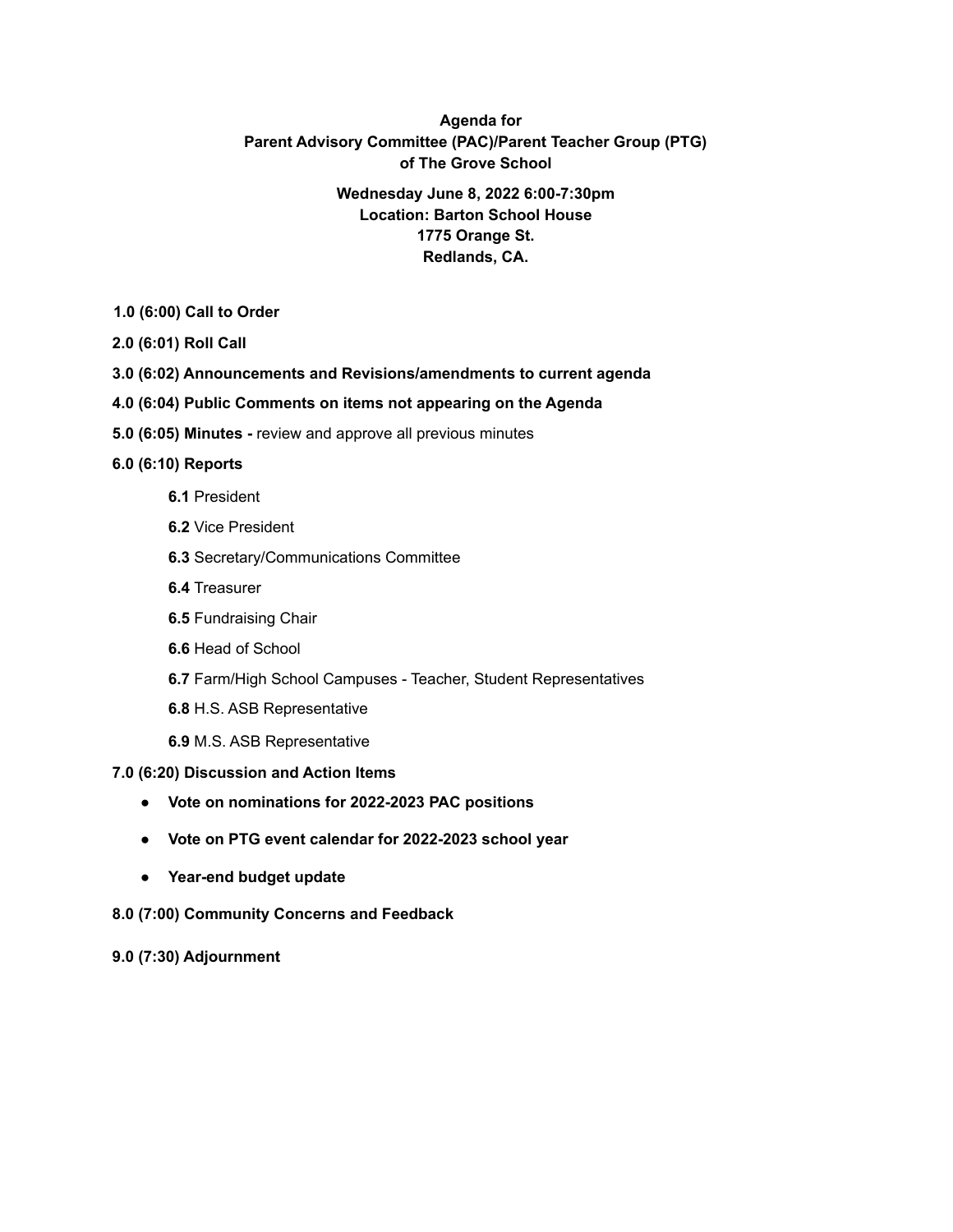**Agenda for**
**Parent Advisory Committee (PAC)/Parent Teacher Group (PTG)**
**of The Grove School**

**Wednesday June 8, 2022 6:00-7:30pm**
**Location: Barton School House**
**1775 Orange St.**
**Redlands, CA.**

**1.0 (6:00) Call to Order**

**2.0 (6:01) Roll Call**

**3.0 (6:02) Announcements and Revisions/amendments to current agenda**

**4.0 (6:04) Public Comments on items not appearing on the Agenda**

**5.0 (6:05) Minutes -** review and approve all previous minutes

**6.0 (6:10) Reports**

- **6.1** President
- **6.2** Vice President
- **6.3** Secretary/Communications Committee
- **6.4** Treasurer
- **6.5** Fundraising Chair
- **6.6** Head of School
- **6.7** Farm/High School Campuses - Teacher, Student Representatives
- **6.8** H.S. ASB Representative
- **6.9** M.S. ASB Representative

**7.0 (6:20) Discussion and Action Items**

- **Vote on nominations for 2022-2023 PAC positions**
- **Vote on PTG event calendar for 2022-2023 school year**
- **Year-end budget update**

**8.0 (7:00) Community Concerns and Feedback**

**9.0 (7:30) Adjournment**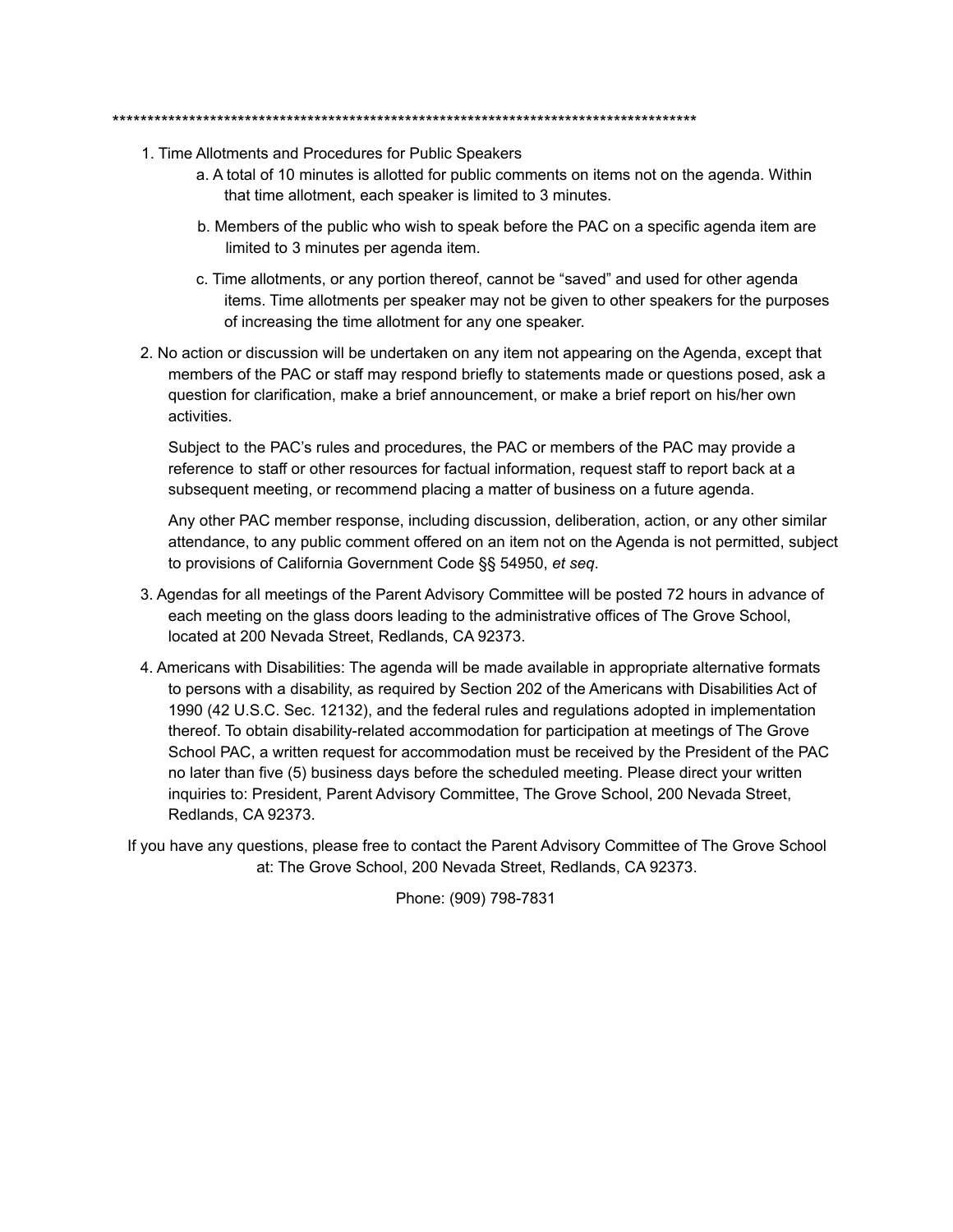****************************************************************************************

1. Time Allotments and Procedures for Public Speakers
    a. A total of 10 minutes is allotted for public comments on items not on the agenda. Within that time allotment, each speaker is limited to 3 minutes.

    b. Members of the public who wish to speak before the PAC on a specific agenda item are limited to 3 minutes per agenda item.

    c. Time allotments, or any portion thereof, cannot be "saved" and used for other agenda items. Time allotments per speaker may not be given to other speakers for the purposes of increasing the time allotment for any one speaker.

2. No action or discussion will be undertaken on any item not appearing on the Agenda, except that members of the PAC or staff may respond briefly to statements made or questions posed, ask a question for clarification, make a brief announcement, or make a brief report on his/her own activities.

    Subject to the PAC's rules and procedures, the PAC or members of the PAC may provide a reference to staff or other resources for factual information, request staff to report back at a subsequent meeting, or recommend placing a matter of business on a future agenda.

    Any other PAC member response, including discussion, deliberation, action, or any other similar attendance, to any public comment offered on an item not on the Agenda is not permitted, subject to provisions of California Government Code §§ 54950, *et seq*.

3. Agendas for all meetings of the Parent Advisory Committee will be posted 72 hours in advance of each meeting on the glass doors leading to the administrative offices of The Grove School, located at 200 Nevada Street, Redlands, CA 92373.

4. Americans with Disabilities: The agenda will be made available in appropriate alternative formats to persons with a disability, as required by Section 202 of the Americans with Disabilities Act of 1990 (42 U.S.C. Sec. 12132), and the federal rules and regulations adopted in implementation thereof. To obtain disability-related accommodation for participation at meetings of The Grove School PAC, a written request for accommodation must be received by the President of the PAC no later than five (5) business days before the scheduled meeting. Please direct your written inquiries to: President, Parent Advisory Committee, The Grove School, 200 Nevada Street, Redlands, CA 92373.

If you have any questions, please free to contact the Parent Advisory Committee of The Grove School at: The Grove School, 200 Nevada Street, Redlands, CA 92373.

Phone: (909) 798-7831